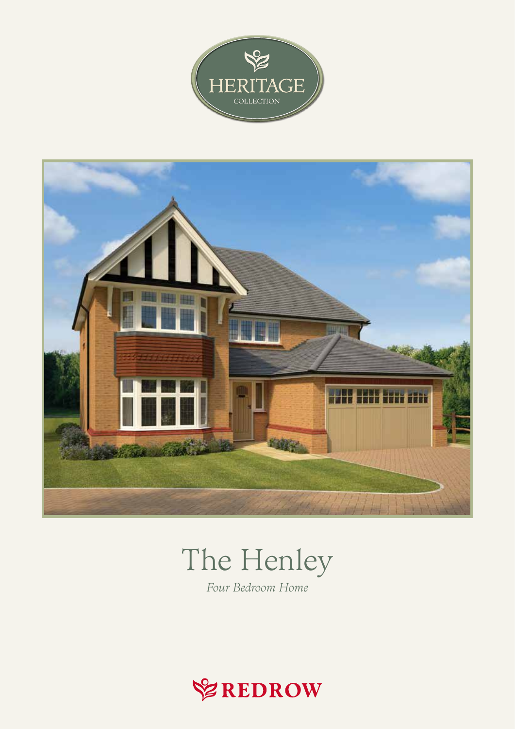HERITAGE

COLLECTION

# The Henley

*Four Bedroom Home*

REDROW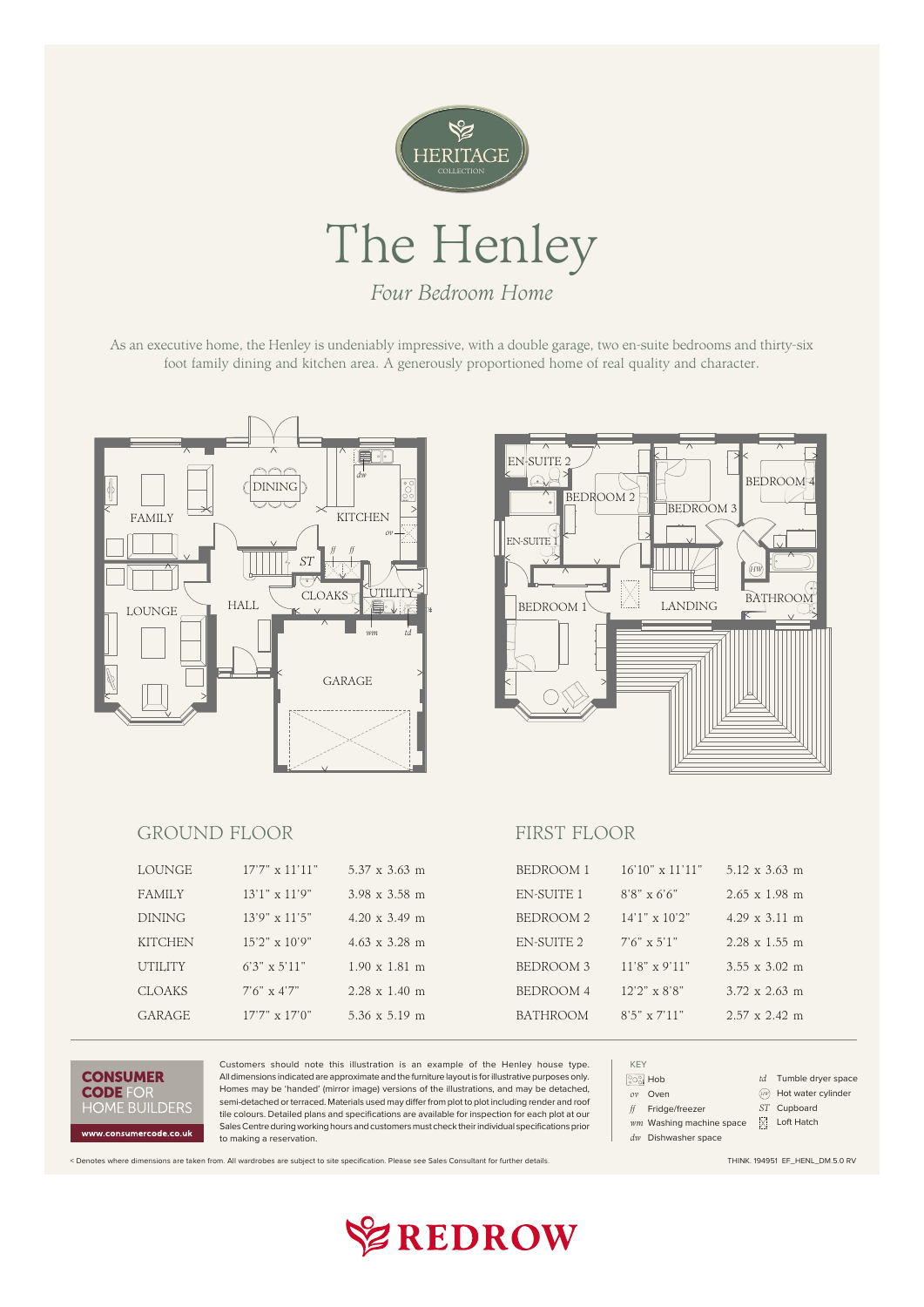HERITAGE
COLLECTION

# The Henley

*Four Bedroom Home*

As an executive home, the Henley is undeniably impressive, with a double garage, two en-suite bedrooms and thirty-six foot family dining and kitchen area. A generously proportioned home of real quality and character.

FAMILY
DINING
KITCHEN
LOUNGE
HALL
ST
CLOAKS
UTILITY
GARAGE

EN-SUITE 2
BEDROOM 2
BEDROOM 3
BEDROOM 4
EN-SUITE 1
BEDROOM 1
LANDING
BATHROOM

## GROUND FLOOR

| | | |
|---|---|---|
| LOUNGE | 17'7" x 11'11" | 5.37 x 3.63 m |
| FAMILY | 13'1" x 11'9" | 3.98 x 3.58 m |
| DINING | 13'9" x 11'5" | 4.20 x 3.49 m |
| KITCHEN | 15'2" x 10'9" | 4.63 x 3.28 m |
| UTILITY | 6'3" x 5'11" | 1.90 x 1.81 m |
| CLOAKS | 7'6" x 4'7" | 2.28 x 1.40 m |
| GARAGE | 17'7" x 17'0" | 5.36 x 5.19 m |

## FIRST FLOOR

| | | |
|---|---|---|
| BEDROOM 1 | 16'10" x 11'11" | 5.12 x 3.63 m |
| EN-SUITE 1 | 8'8" x 6'6" | 2.65 x 1.98 m |
| BEDROOM 2 | 14'1" x 10'2" | 4.29 x 3.11 m |
| EN-SUITE 2 | 7'6" x 5'1" | 2.28 x 1.55 m |
| BEDROOM 3 | 11'8" x 9'11" | 3.55 x 3.02 m |
| BEDROOM 4 | 12'2" x 8'8" | 3.72 x 2.63 m |
| BATHROOM | 8'5" x 7'11" | 2.57 x 2.42 m |

**CONSUMER CODE** FOR HOME BUILDERS
www.consumercode.co.uk

Customers should note this illustration is an example of the Henley house type. All dimensions indicated are approximate and the furniture layout is for illustrative purposes only. Homes may be 'handed' (mirror image) versions of the illustrations, and may be detached, semi-detached or terraced. Materials used may differ from plot to plot including render and roof tile colours. Detailed plans and specifications are available for inspection for each plot at our Sales Centre during working hours and customers must check their individual specifications prior to making a reservation.

KEY

- Hob
- *ov* Oven
- *ff* Fridge/freezer
- *wm* Washing machine space
- *dw* Dishwasher space
- *td* Tumble dryer space
- HW Hot water cylinder
- *ST* Cupboard
- Loft Hatch

< Denotes where dimensions are taken from. All wardrobes are subject to site specification. Please see Sales Consultant for further details.

THINK. 194951 EF_HENL_DM.5.0 RV

REDROW